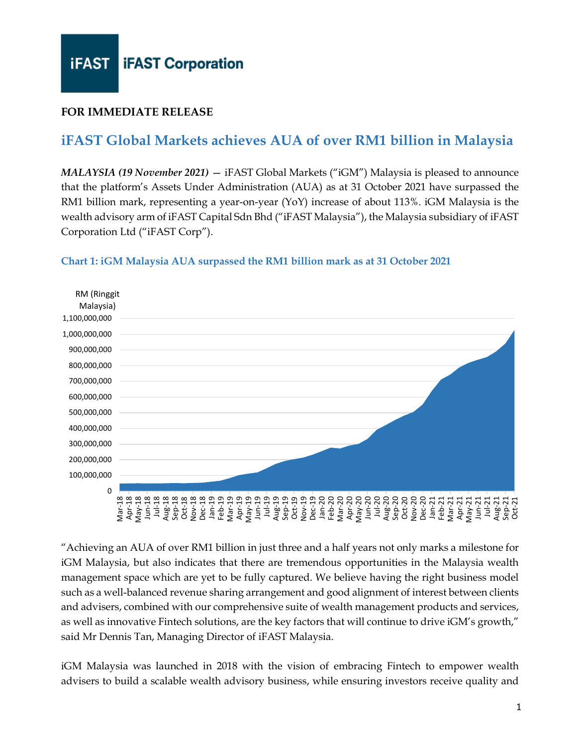**FOR IMMEDIATE RELEASE**

## iFAST Global Markets achieves AUA of over RM1 billion in Malaysia

***MALAYSIA (19 November 2021)*** — iFAST Global Markets ("iGM") Malaysia is pleased to announce that the platform's Assets Under Administration (AUA) as at 31 October 2021 have surpassed the RM1 billion mark, representing a year-on-year (YoY) increase of about 113%. iGM Malaysia is the wealth advisory arm of iFAST Capital Sdn Bhd ("iFAST Malaysia"), the Malaysia subsidiary of iFAST Corporation Ltd ("iFAST Corp").

**Chart 1: iGM Malaysia AUA surpassed the RM1 billion mark as at 31 October 2021**

"Achieving an AUA of over RM1 billion in just three and a half years not only marks a milestone for iGM Malaysia, but also indicates that there are tremendous opportunities in the Malaysia wealth management space which are yet to be fully captured. We believe having the right business model such as a well-balanced revenue sharing arrangement and good alignment of interest between clients and advisers, combined with our comprehensive suite of wealth management products and services, as well as innovative Fintech solutions, are the key factors that will continue to drive iGM's growth," said Mr Dennis Tan, Managing Director of iFAST Malaysia.

iGM Malaysia was launched in 2018 with the vision of embracing Fintech to empower wealth advisers to build a scalable wealth advisory business, while ensuring investors receive quality and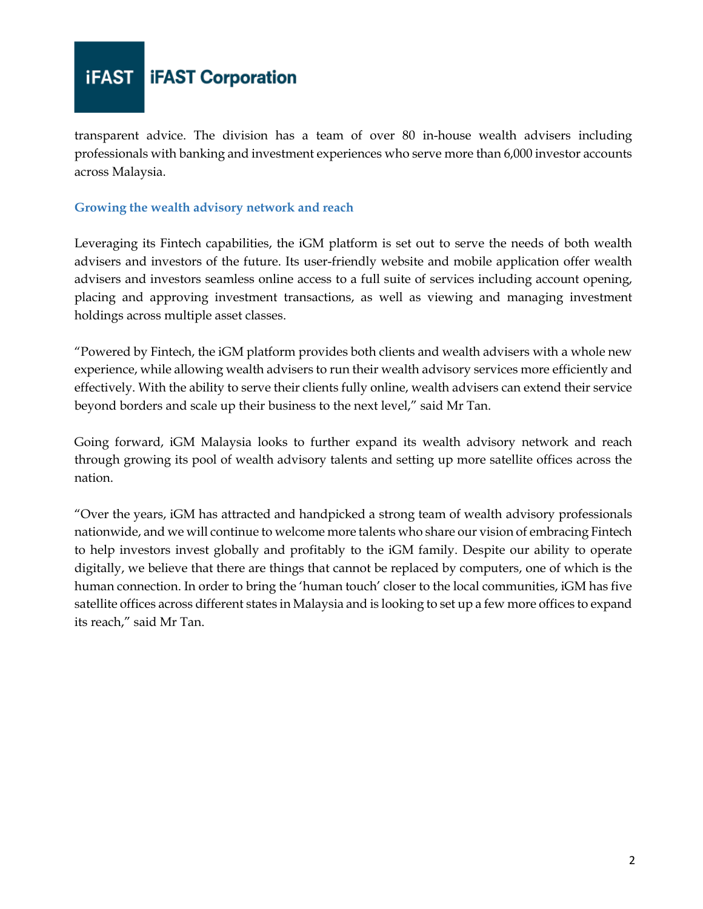transparent advice. The division has a team of over 80 in-house wealth advisers including professionals with banking and investment experiences who serve more than 6,000 investor accounts across Malaysia.

### Growing the wealth advisory network and reach

Leveraging its Fintech capabilities, the iGM platform is set out to serve the needs of both wealth advisers and investors of the future. Its user-friendly website and mobile application offer wealth advisers and investors seamless online access to a full suite of services including account opening, placing and approving investment transactions, as well as viewing and managing investment holdings across multiple asset classes.

"Powered by Fintech, the iGM platform provides both clients and wealth advisers with a whole new experience, while allowing wealth advisers to run their wealth advisory services more efficiently and effectively. With the ability to serve their clients fully online, wealth advisers can extend their service beyond borders and scale up their business to the next level," said Mr Tan.

Going forward, iGM Malaysia looks to further expand its wealth advisory network and reach through growing its pool of wealth advisory talents and setting up more satellite offices across the nation.

"Over the years, iGM has attracted and handpicked a strong team of wealth advisory professionals nationwide, and we will continue to welcome more talents who share our vision of embracing Fintech to help investors invest globally and profitably to the iGM family. Despite our ability to operate digitally, we believe that there are things that cannot be replaced by computers, one of which is the human connection. In order to bring the 'human touch' closer to the local communities, iGM has five satellite offices across different states in Malaysia and is looking to set up a few more offices to expand its reach," said Mr Tan.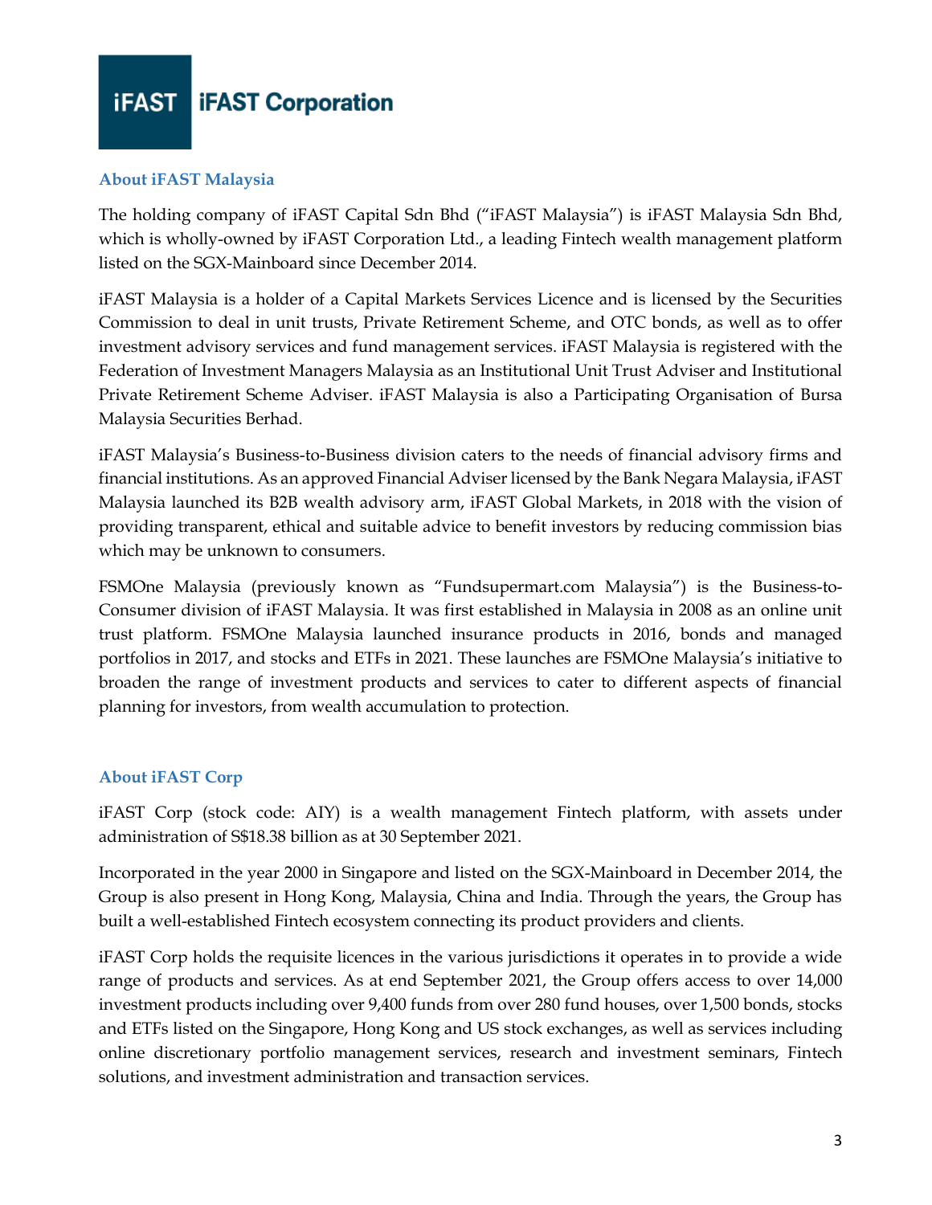## About iFAST Malaysia

The holding company of iFAST Capital Sdn Bhd ("iFAST Malaysia") is iFAST Malaysia Sdn Bhd, which is wholly-owned by iFAST Corporation Ltd., a leading Fintech wealth management platform listed on the SGX-Mainboard since December 2014.

iFAST Malaysia is a holder of a Capital Markets Services Licence and is licensed by the Securities Commission to deal in unit trusts, Private Retirement Scheme, and OTC bonds, as well as to offer investment advisory services and fund management services. iFAST Malaysia is registered with the Federation of Investment Managers Malaysia as an Institutional Unit Trust Adviser and Institutional Private Retirement Scheme Adviser. iFAST Malaysia is also a Participating Organisation of Bursa Malaysia Securities Berhad.

iFAST Malaysia's Business-to-Business division caters to the needs of financial advisory firms and financial institutions. As an approved Financial Adviser licensed by the Bank Negara Malaysia, iFAST Malaysia launched its B2B wealth advisory arm, iFAST Global Markets, in 2018 with the vision of providing transparent, ethical and suitable advice to benefit investors by reducing commission bias which may be unknown to consumers.

FSMOne Malaysia (previously known as "Fundsupermart.com Malaysia") is the Business-to-Consumer division of iFAST Malaysia. It was first established in Malaysia in 2008 as an online unit trust platform. FSMOne Malaysia launched insurance products in 2016, bonds and managed portfolios in 2017, and stocks and ETFs in 2021. These launches are FSMOne Malaysia's initiative to broaden the range of investment products and services to cater to different aspects of financial planning for investors, from wealth accumulation to protection.

## About iFAST Corp

iFAST Corp (stock code: AIY) is a wealth management Fintech platform, with assets under administration of S$18.38 billion as at 30 September 2021.

Incorporated in the year 2000 in Singapore and listed on the SGX-Mainboard in December 2014, the Group is also present in Hong Kong, Malaysia, China and India. Through the years, the Group has built a well-established Fintech ecosystem connecting its product providers and clients.

iFAST Corp holds the requisite licences in the various jurisdictions it operates in to provide a wide range of products and services. As at end September 2021, the Group offers access to over 14,000 investment products including over 9,400 funds from over 280 fund houses, over 1,500 bonds, stocks and ETFs listed on the Singapore, Hong Kong and US stock exchanges, as well as services including online discretionary portfolio management services, research and investment seminars, Fintech solutions, and investment administration and transaction services.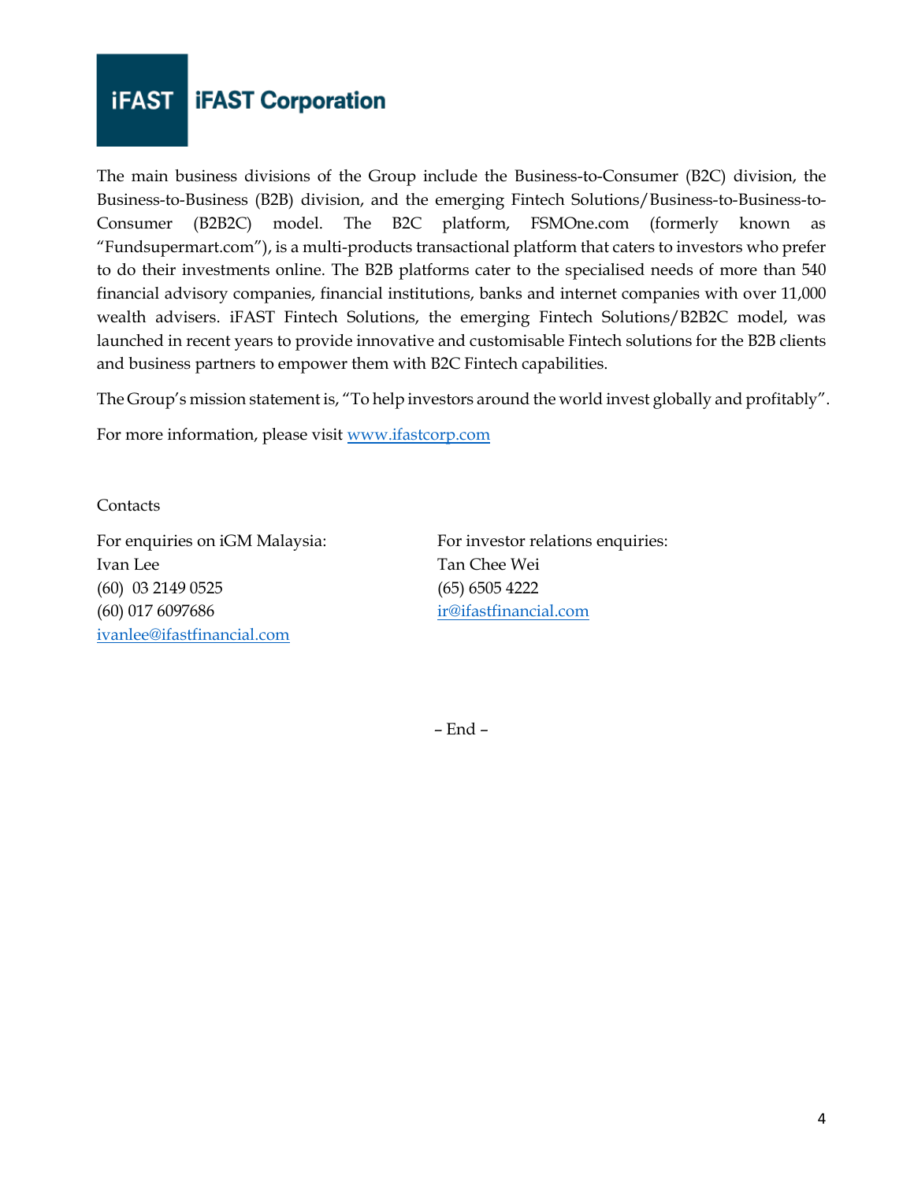**iFAST iFAST Corporation**

The main business divisions of the Group include the Business-to-Consumer (B2C) division, the Business-to-Business (B2B) division, and the emerging Fintech Solutions/Business-to-Business-to-Consumer (B2B2C) model. The B2C platform, FSMOne.com (formerly known as "Fundsupermart.com"), is a multi-products transactional platform that caters to investors who prefer to do their investments online. The B2B platforms cater to the specialised needs of more than 540 financial advisory companies, financial institutions, banks and internet companies with over 11,000 wealth advisers. iFAST Fintech Solutions, the emerging Fintech Solutions/B2B2C model, was launched in recent years to provide innovative and customisable Fintech solutions for the B2B clients and business partners to empower them with B2C Fintech capabilities.

The Group's mission statement is, "To help investors around the world invest globally and profitably".

For more information, please visit www.ifastcorp.com

Contacts

For enquiries on iGM Malaysia:
Ivan Lee
(60) 03 2149 0525
(60) 017 6097686
ivanlee@ifastfinancial.com

For investor relations enquiries:
Tan Chee Wei
(65) 6505 4222
ir@ifastfinancial.com

– End –